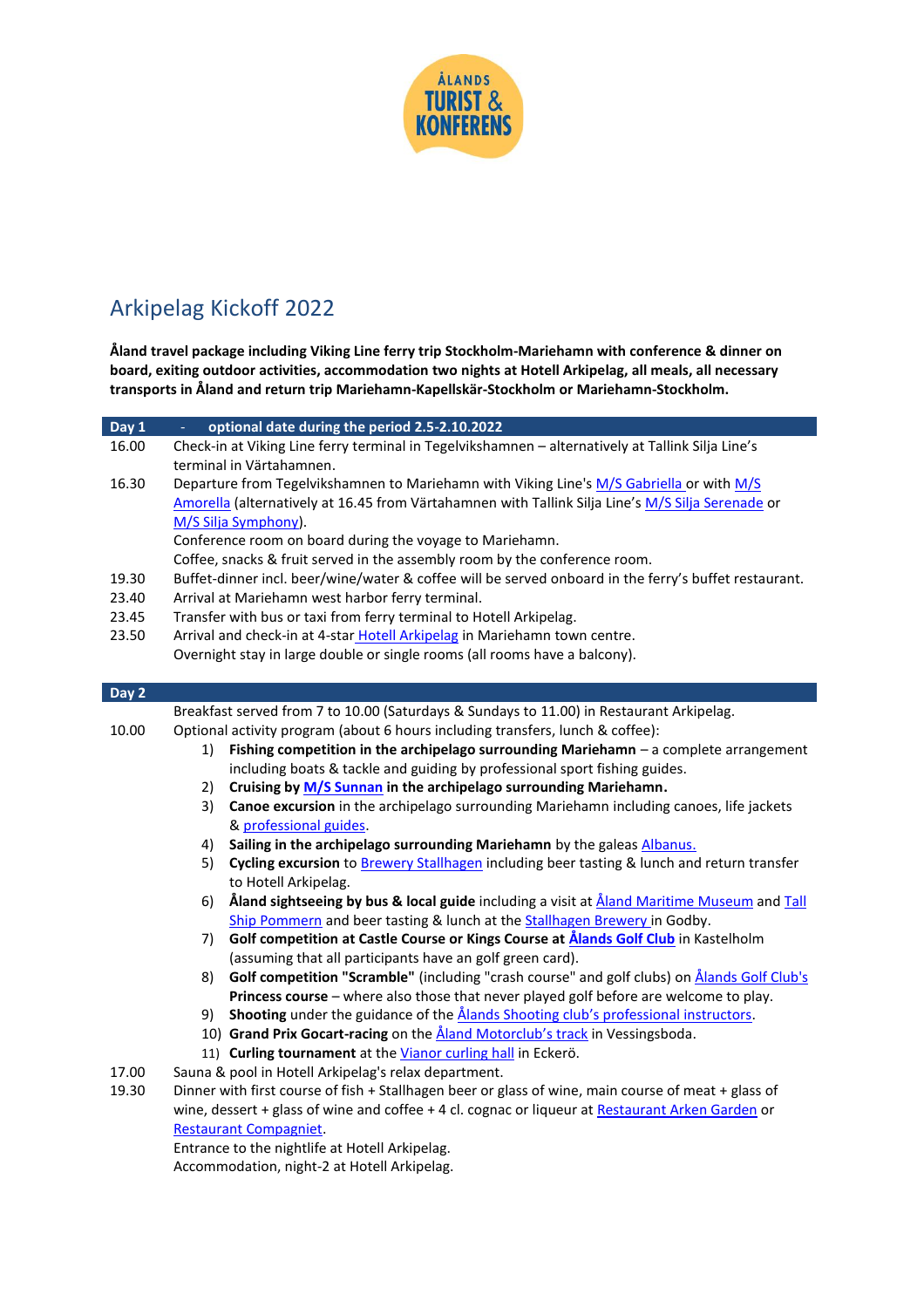ÅLANDS TURIST & KONFERENS

# Arkipelag Kickoff 2022

**Åland travel package including Viking Line ferry trip Stockholm-Mariehamn with conference & dinner on board, exiting outdoor activities, accommodation two nights at Hotell Arkipelag, all meals, all necessary transports in Åland and return trip Mariehamn-Kapellskär-Stockholm or Mariehamn-Stockholm.**

| **Day 1** | **- optional date during the period 2.5-2.10.2022** |
|---|---|
| 16.00 | Check-in at Viking Line ferry terminal in Tegelvikshamnen – alternatively at Tallink Silja Line's terminal in Värtahamnen. |
| 16.30 | Departure from Tegelvikshamnen to Mariehamn with Viking Line's M/S Gabriella or with M/S Amorella (alternatively at 16.45 from Värtahamnen with Tallink Silja Line's M/S Silja Serenade or M/S Silja Symphony). Conference room on board during the voyage to Mariehamn. Coffee, snacks & fruit served in the assembly room by the conference room. |
| 19.30 | Buffet-dinner incl. beer/wine/water & coffee will be served onboard in the ferry's buffet restaurant. |
| 23.40 | Arrival at Mariehamn west harbor ferry terminal. |
| 23.45 | Transfer with bus or taxi from ferry terminal to Hotell Arkipelag. |
| 23.50 | Arrival and check-in at 4-star Hotell Arkipelag in Mariehamn town centre. Overnight stay in large double or single rooms (all rooms have a balcony). |

**Day 2**

Breakfast served from 7 to 10.00 (Saturdays & Sundays to 11.00) in Restaurant Arkipelag.

10.00 Optional activity program (about 6 hours including transfers, lunch & coffee):

1) **Fishing competition in the archipelago surrounding Mariehamn** – a complete arrangement including boats & tackle and guiding by professional sport fishing guides.
2) **Cruising by M/S Sunnan in the archipelago surrounding Mariehamn.**
3) **Canoe excursion** in the archipelago surrounding Mariehamn including canoes, life jackets & professional guides.
4) **Sailing in the archipelago surrounding Mariehamn** by the galeas Albanus.
5) **Cycling excursion** to Brewery Stallhagen including beer tasting & lunch and return transfer to Hotell Arkipelag.
6) **Åland sightseeing by bus & local guide** including a visit at Åland Maritime Museum and Tall Ship Pommern and beer tasting & lunch at the Stallhagen Brewery in Godby.
7) **Golf competition at Castle Course or Kings Course at Ålands Golf Club** in Kastelholm (assuming that all participants have an golf green card).
8) **Golf competition "Scramble"** (including "crash course" and golf clubs) on Ålands Golf Club's **Princess course** – where also those that never played golf before are welcome to play.
9) **Shooting** under the guidance of the Ålands Shooting club's professional instructors.
10) **Grand Prix Gocart-racing** on the Åland Motorclub's track in Vessingsboda.
11) **Curling tournament** at the Vianor curling hall in Eckerö.

17.00 Sauna & pool in Hotell Arkipelag's relax department.

19.30 Dinner with first course of fish + Stallhagen beer or glass of wine, main course of meat + glass of wine, dessert + glass of wine and coffee + 4 cl. cognac or liqueur at Restaurant Arken Garden or Restaurant Compagniet.
Entrance to the nightlife at Hotell Arkipelag.
Accommodation, night-2 at Hotell Arkipelag.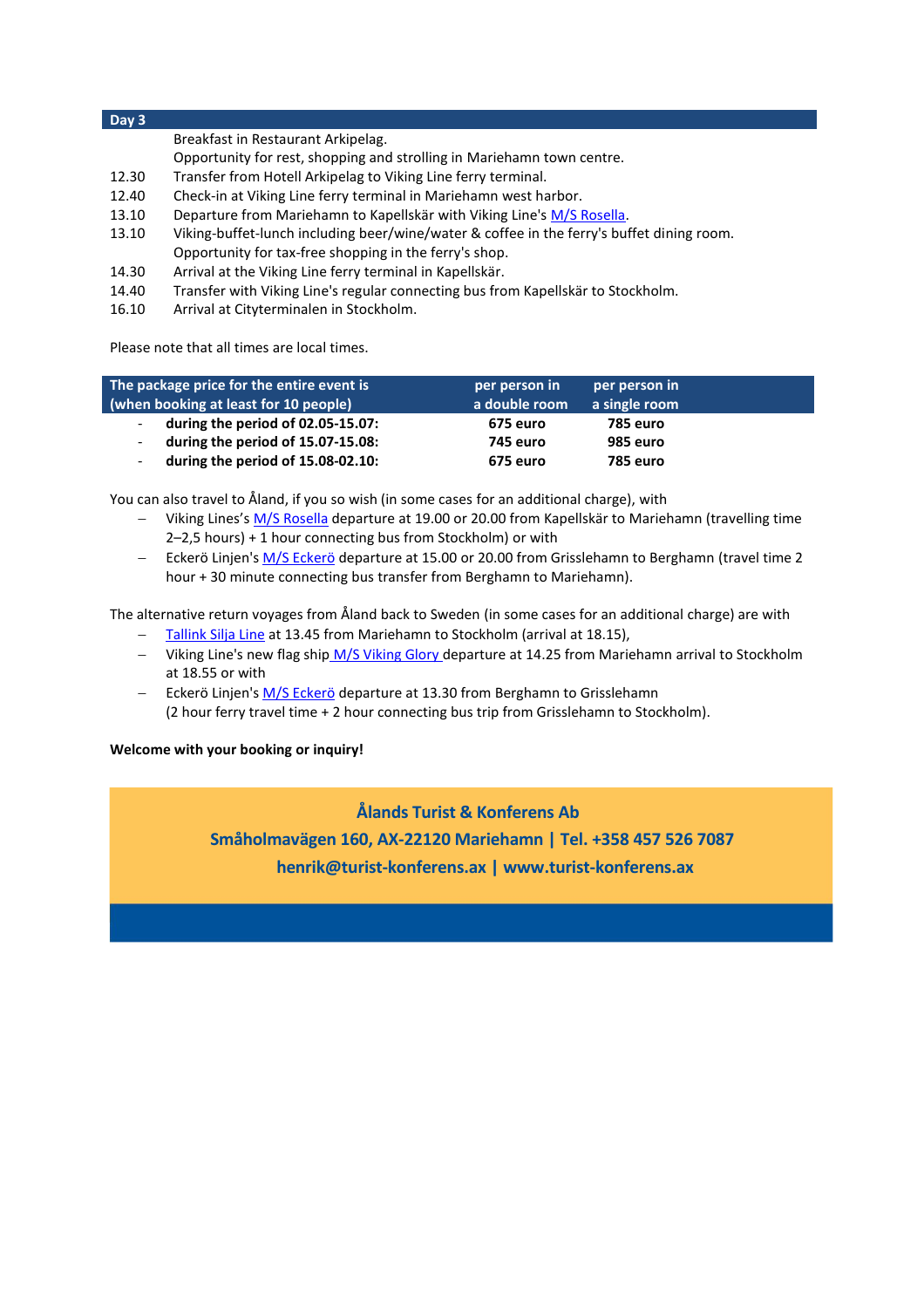## Day 3

| | |
|---|---|
| | Breakfast in Restaurant Arkipelag. |
| | Opportunity for rest, shopping and strolling in Mariehamn town centre. |
| 12.30 | Transfer from Hotell Arkipelag to Viking Line ferry terminal. |
| 12.40 | Check-in at Viking Line ferry terminal in Mariehamn west harbor. |
| 13.10 | Departure from Mariehamn to Kapellskär with Viking Line's M/S Rosella. |
| 13.10 | Viking-buffet-lunch including beer/wine/water & coffee in the ferry's buffet dining room. |
| | Opportunity for tax-free shopping in the ferry's shop. |
| 14.30 | Arrival at the Viking Line ferry terminal in Kapellskär. |
| 14.40 | Transfer with Viking Line's regular connecting bus from Kapellskär to Stockholm. |
| 16.10 | Arrival at Cityterminalen in Stockholm. |

Please note that all times are local times.

| The package price for the entire event is (when booking at least for 10 people) | per person in a double room | per person in a single room |
|---|---|---|
| - **during the period of 02.05-15.07:** | **675 euro** | **785 euro** |
| - **during the period of 15.07-15.08:** | **745 euro** | **985 euro** |
| - **during the period of 15.08-02.10:** | **675 euro** | **785 euro** |

You can also travel to Åland, if you so wish (in some cases for an additional charge), with

- Viking Lines's M/S Rosella departure at 19.00 or 20.00 from Kapellskär to Mariehamn (travelling time 2–2,5 hours) + 1 hour connecting bus from Stockholm) or with
- Eckerö Linjen's M/S Eckerö departure at 15.00 or 20.00 from Grisslehamn to Berghamn (travel time 2 hour + 30 minute connecting bus transfer from Berghamn to Mariehamn).

The alternative return voyages from Åland back to Sweden (in some cases for an additional charge) are with

- Tallink Silja Line at 13.45 from Mariehamn to Stockholm (arrival at 18.15),
- Viking Line's new flag ship M/S Viking Glory departure at 14.25 from Mariehamn arrival to Stockholm at 18.55 or with
- Eckerö Linjen's M/S Eckerö departure at 13.30 from Berghamn to Grisslehamn (2 hour ferry travel time + 2 hour connecting bus trip from Grisslehamn to Stockholm).

**Welcome with your booking or inquiry!**

**Ålands Turist & Konferens Ab**
**Småholmavägen 160, AX-22120 Mariehamn | Tel. +358 457 526 7087**
**henrik@turist-konferens.ax | www.turist-konferens.ax**